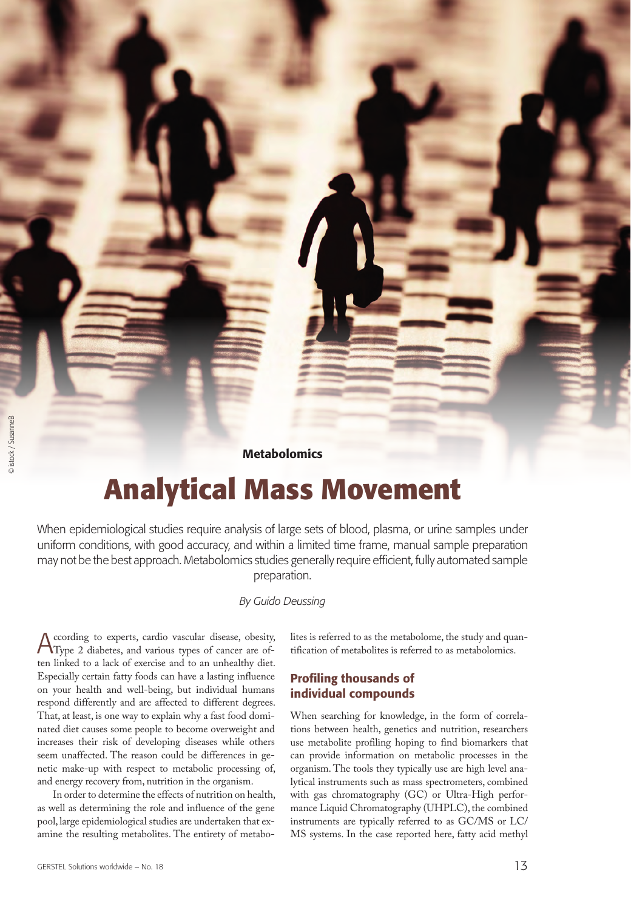Metabolomics

# Analytical Mass Movement

When epidemiological studies require analysis of large sets of blood, plasma, or urine samples under uniform conditions, with good accuracy, and within a limited time frame, manual sample preparation may not be the best approach. Metabolomics studies generally require efficient, fully automated sample preparation.

*By Guido Deussing*

According to experts, cardio vascular disease, obesity, Type 2 diabetes, and various types of cancer are often linked to a lack of exercise and to an unhealthy diet. Especially certain fatty foods can have a lasting influence on your health and well-being, but individual humans respond differently and are affected to different degrees. That, at least, is one way to explain why a fast food dominated diet causes some people to become overweight and increases their risk of developing diseases while others seem unaffected. The reason could be differences in genetic make-up with respect to metabolic processing of, and energy recovery from, nutrition in the organism.

In order to determine the effects of nutrition on health, as well as determining the role and influence of the gene pool, large epidemiological studies are undertaken that examine the resulting metabolites. The entirety of metabolites is referred to as the metabolome, the study and quantification of metabolites is referred to as metabolomics.

## Profiling thousands of individual compounds

When searching for knowledge, in the form of correlations between health, genetics and nutrition, researchers use metabolite profiling hoping to find biomarkers that can provide information on metabolic processes in the organism. The tools they typically use are high level analytical instruments such as mass spectrometers, combined with gas chromatography (GC) or Ultra-High performance Liquid Chromatography (UHPLC), the combined instruments are typically referred to as GC/MS or LC/MS systems. In the case reported here, fatty acid methyl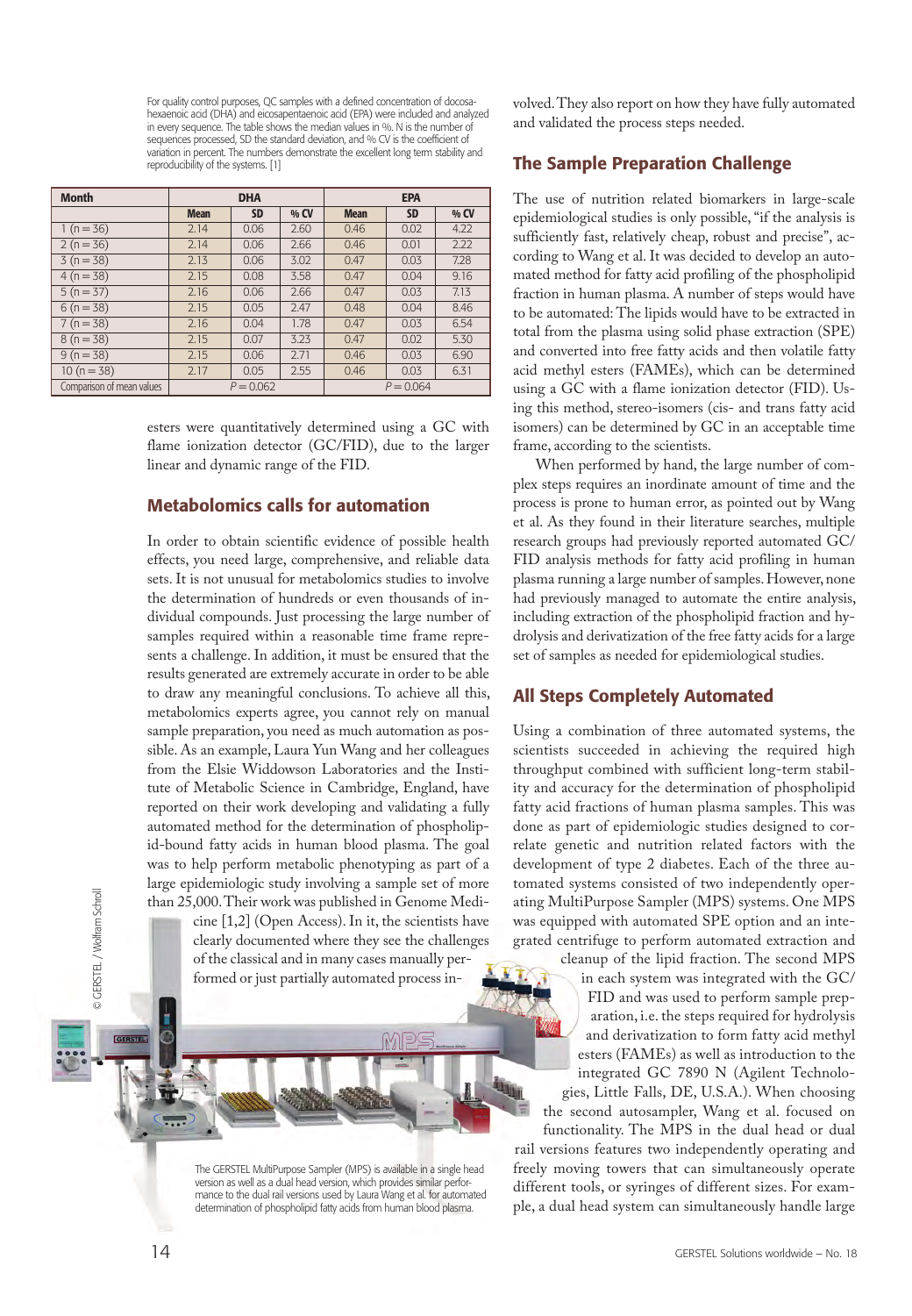For quality control purposes, QC samples with a defined concentration of docosahexaenoic acid (DHA) and eicosapentaenoic acid (EPA) were included and analyzed in every sequence. The table shows the median values in %. N is the number of sequences processed, SD the standard deviation, and % CV is the coefficient of variation in percent. The numbers demonstrate the excellent long term stability and reproducibility of the systems. [1]

| Month | DHA | | | EPA | | |
|---|---|---|---|---|---|---|
| | Mean | SD | % CV | Mean | SD | % CV |
| 1 (n = 36) | 2.14 | 0.06 | 2.60 | 0.46 | 0.02 | 4.22 |
| 2 (n = 36) | 2.14 | 0.06 | 2.66 | 0.46 | 0.01 | 2.22 |
| 3 (n = 38) | 2.13 | 0.06 | 3.02 | 0.47 | 0.03 | 7.28 |
| 4 (n = 38) | 2.15 | 0.08 | 3.58 | 0.47 | 0.04 | 9.16 |
| 5 (n = 37) | 2.16 | 0.06 | 2.66 | 0.47 | 0.03 | 7.13 |
| 6 (n = 38) | 2.15 | 0.05 | 2.47 | 0.48 | 0.04 | 8.46 |
| 7 (n = 38) | 2.16 | 0.04 | 1.78 | 0.47 | 0.03 | 6.54 |
| 8 (n = 38) | 2.15 | 0.07 | 3.23 | 0.47 | 0.02 | 5.30 |
| 9 (n = 38) | 2.15 | 0.06 | 2.71 | 0.46 | 0.03 | 6.90 |
| 10 (n = 38) | 2.17 | 0.05 | 2.55 | 0.46 | 0.03 | 6.31 |
| Comparison of mean values | $P = 0.062$ | | | $P = 0.064$ | | |

esters were quantitatively determined using a GC with flame ionization detector (GC/FID), due to the larger linear and dynamic range of the FID.

## Metabolomics calls for automation

In order to obtain scientific evidence of possible health effects, you need large, comprehensive, and reliable data sets. It is not unusual for metabolomics studies to involve the determination of hundreds or even thousands of individual compounds. Just processing the large number of samples required within a reasonable time frame represents a challenge. In addition, it must be ensured that the results generated are extremely accurate in order to be able to draw any meaningful conclusions. To achieve all this, metabolomics experts agree, you cannot rely on manual sample preparation, you need as much automation as possible. As an example, Laura Yun Wang and her colleagues from the Elsie Widdowson Laboratories and the Institute of Metabolic Science in Cambridge, England, have reported on their work developing and validating a fully automated method for the determination of phospholipid-bound fatty acids in human blood plasma. The goal was to help perform metabolic phenotyping as part of a large epidemiologic study involving a sample set of more than 25,000. Their work was published in Genome Medicine [1,2] (Open Access). In it, the scientists have clearly documented where they see the challenges of the classical and in many cases manually performed or just partially automated process involved. They also report on how they have fully automated and validated the process steps needed.

© GERSTEL / Wolfram Schroll

The GERSTEL MultiPurpose Sampler (MPS) is available in a single head version as well as a dual head version, which provides similar performance to the dual rail versions used by Laura Wang et al. for automated determination of phospholipid fatty acids from human blood plasma.

## The Sample Preparation Challenge

The use of nutrition related biomarkers in large-scale epidemiological studies is only possible, "if the analysis is sufficiently fast, relatively cheap, robust and precise", according to Wang et al. It was decided to develop an automated method for fatty acid profiling of the phospholipid fraction in human plasma. A number of steps would have to be automated: The lipids would have to be extracted in total from the plasma using solid phase extraction (SPE) and converted into free fatty acids and then volatile fatty acid methyl esters (FAMEs), which can be determined using a GC with a flame ionization detector (FID). Using this method, stereo-isomers (cis- and trans fatty acid isomers) can be determined by GC in an acceptable time frame, according to the scientists.

When performed by hand, the large number of complex steps requires an inordinate amount of time and the process is prone to human error, as pointed out by Wang et al. As they found in their literature searches, multiple research groups had previously reported automated GC/FID analysis methods for fatty acid profiling in human plasma running a large number of samples. However, none had previously managed to automate the entire analysis, including extraction of the phospholipid fraction and hydrolysis and derivatization of the free fatty acids for a large set of samples as needed for epidemiological studies.

## All Steps Completely Automated

Using a combination of three automated systems, the scientists succeeded in achieving the required high throughput combined with sufficient long-term stability and accuracy for the determination of phospholipid fatty acid fractions of human plasma samples. This was done as part of epidemiologic studies designed to correlate genetic and nutrition related factors with the development of type 2 diabetes. Each of the three automated systems consisted of two independently operating MultiPurpose Sampler (MPS) systems. One MPS was equipped with automated SPE option and an integrated centrifuge to perform automated extraction and cleanup of the lipid fraction. The second MPS in each system was integrated with the GC/FID and was used to perform sample preparation, i.e. the steps required for hydrolysis and derivatization to form fatty acid methyl esters (FAMEs) as well as introduction to the integrated GC 7890 N (Agilent Technologies, Little Falls, DE, U.S.A.). When choosing the second autosampler, Wang et al. focused on functionality. The MPS in the dual head or dual rail versions features two independently operating and freely moving towers that can simultaneously operate different tools, or syringes of different sizes. For example, a dual head system can simultaneously handle large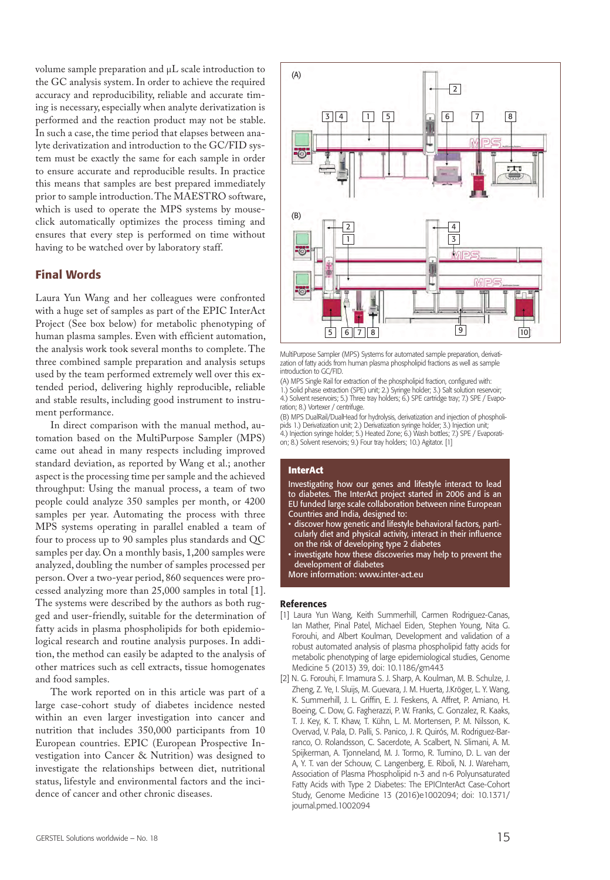volume sample preparation and µL scale introduction to the GC analysis system. In order to achieve the required accuracy and reproducibility, reliable and accurate timing is necessary, especially when analyte derivatization is performed and the reaction product may not be stable. In such a case, the time period that elapses between analyte derivatization and introduction to the GC/FID system must be exactly the same for each sample in order to ensure accurate and reproducible results. In practice this means that samples are best prepared immediately prior to sample introduction. The MAESTRO software, which is used to operate the MPS systems by mouse-click automatically optimizes the process timing and ensures that every step is performed on time without having to be watched over by laboratory staff.

## Final Words

Laura Yun Wang and her colleagues were confronted with a huge set of samples as part of the EPIC InterAct Project (See box below) for metabolic phenotyping of human plasma samples. Even with efficient automation, the analysis work took several months to complete. The three combined sample preparation and analysis setups used by the team performed extremely well over this extended period, delivering highly reproducible, reliable and stable results, including good instrument to instrument performance.

In direct comparison with the manual method, automation based on the MultiPurpose Sampler (MPS) came out ahead in many respects including improved standard deviation, as reported by Wang et al.; another aspect is the processing time per sample and the achieved throughput: Using the manual process, a team of two people could analyze 350 samples per month, or 4200 samples per year. Automating the process with three MPS systems operating in parallel enabled a team of four to process up to 90 samples plus standards and QC samples per day. On a monthly basis, 1,200 samples were analyzed, doubling the number of samples processed per person. Over a two-year period, 860 sequences were processed analyzing more than 25,000 samples in total [1]. The systems were described by the authors as both rugged and user-friendly, suitable for the determination of fatty acids in plasma phospholipids for both epidemiological research and routine analysis purposes. In addition, the method can easily be adapted to the analysis of other matrices such as cell extracts, tissue homogenates and food samples.

The work reported on in this article was part of a large case-cohort study of diabetes incidence nested within an even larger investigation into cancer and nutrition that includes 350,000 participants from 10 European countries. EPIC (European Prospective Investigation into Cancer & Nutrition) was designed to investigate the relationships between diet, nutritional status, lifestyle and environmental factors and the incidence of cancer and other chronic diseases.

(A)

2

3 4 1 5 6 7 8

(B)

2
1

4
3

5 6 7 8 9 10

MultiPurpose Sampler (MPS) Systems for automated sample preparation, derivatization of fatty acids from human plasma phospholipid fractions as well as sample introduction to GC/FID.

(A) MPS Single Rail for extraction of the phospholipid fraction, configured with: 1.) Solid phase extraction (SPE) unit; 2.) Syringe holder; 3.) Salt solution reservoir; 4.) Solvent reservoirs; 5.) Three tray holders; 6.) SPE cartridge tray; 7.) SPE / Evaporation; 8.) Vortexer / centrifuge.

(B) MPS DualRail/DualHead for hydrolysis, derivatization and injection of phospholipids 1.) Derivatization unit; 2.) Derivatization syringe holder; 3.) Injection unit; 4.) Injection syringe holder; 5.) Heated Zone; 6.) Wash bottles; 7.) SPE / Evaporation; 8.) Solvent reservoirs; 9.) Four tray holders; 10.) Agitator. [1]

### InterAct

Investigating how our genes and lifestyle interact to lead to diabetes. The InterAct project started in 2006 and is an EU funded large scale collaboration between nine European Countries and India, designed to:

- discover how genetic and lifestyle behavioral factors, particularly diet and physical activity, interact in their influence on the risk of developing type 2 diabetes
- investigate how these discoveries may help to prevent the development of diabetes

More information: www.inter-act.eu

### References

[1] Laura Yun Wang, Keith Summerhill, Carmen Rodriguez-Canas, Ian Mather, Pinal Patel, Michael Eiden, Stephen Young, Nita G. Forouhi, and Albert Koulman, Development and validation of a robust automated analysis of plasma phospholipid fatty acids for metabolic phenotyping of large epidemiological studies, Genome Medicine 5 (2013) 39, doi: 10.1186/gm443

[2] N. G. Forouhi, F. Imamura S. J. Sharp, A. Koulman, M. B. Schulze, J. Zheng, Z. Ye, I. Sluijs, M. Guevara, J. M. Huerta, J.Kröger, L. Y. Wang, K. Summerhill, J. L. Griffin, E. J. Feskens, A. Affret, P. Amiano, H. Boeing, C. Dow, G. Fagherazzi, P. W. Franks, C. Gonzalez, R. Kaaks, T. J. Key, K. T. Khaw, T. Kühn, L. M. Mortensen, P. M. Nilsson, K. Overvad, V. Pala, D. Palli, S. Panico, J. R. Quirós, M. Rodriguez-Barranco, O. Rolandsson, C. Sacerdote, A. Scalbert, N. Slimani, A. M. Spijkerman, A. Tjonneland, M. J. Tormo, R. Tumino, D. L. van der A, Y. T. van der Schouw, C. Langenberg, E. Riboli, N. J. Wareham, Association of Plasma Phospholipid n-3 and n-6 Polyunsaturated Fatty Acids with Type 2 Diabetes: The EPICInterAct Case-Cohort Study, Genome Medicine 13 (2016)e1002094; doi: 10.1371/journal.pmed.1002094